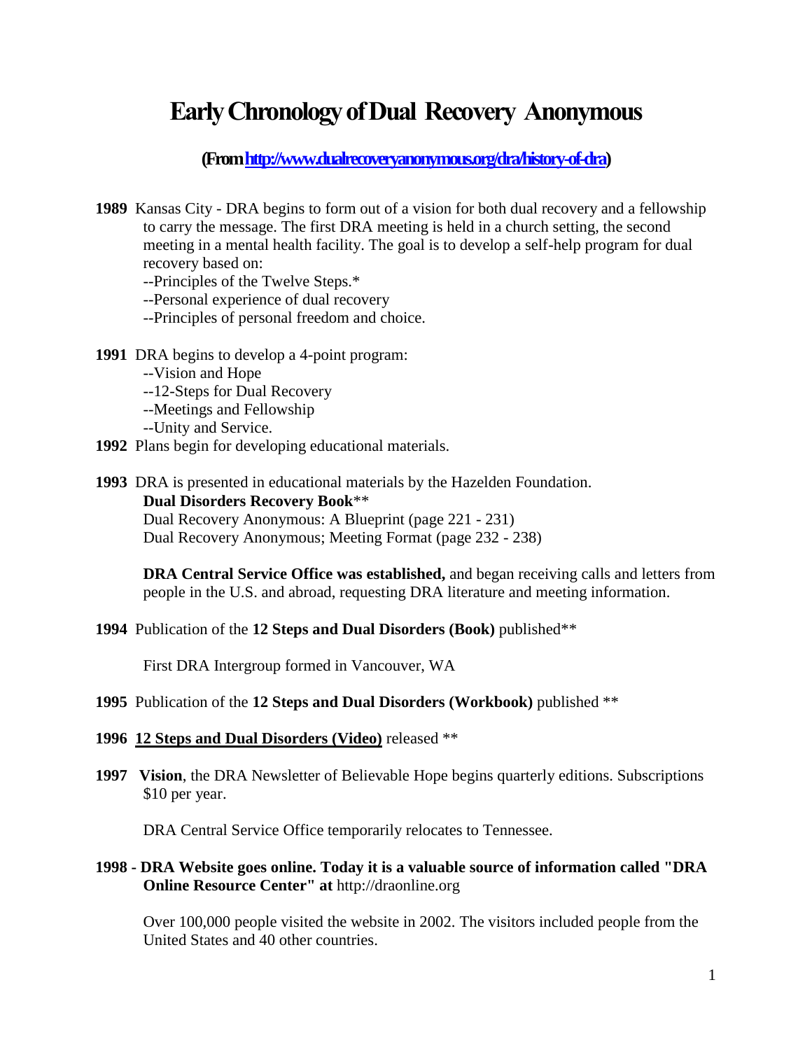# Early Chronology of Dual Recovery Anonymous

**(From [http://www.dualrecoveryanonymous.org/dra/history-of-dra](http://www.dualrecoveryanonymous.org/dra/history-of-dra))**

**1989** Kansas City - DRA begins to form out of a vision for both dual recovery and a fellowship to carry the message. The first DRA meeting is held in a church setting, the second meeting in a mental health facility. The goal is to develop a self-help program for dual recovery based on:

--Principles of the Twelve Steps.*
--Personal experience of dual recovery
--Principles of personal freedom and choice.

**1991** DRA begins to develop a 4-point program:

--Vision and Hope
--12-Steps for Dual Recovery
--Meetings and Fellowship
--Unity and Service.

**1992** Plans begin for developing educational materials.

**1993** DRA is presented in educational materials by the Hazelden Foundation.

**Dual Disorders Recovery Book****
Dual Recovery Anonymous: A Blueprint (page 221 - 231)
Dual Recovery Anonymous; Meeting Format (page 232 - 238)

**DRA Central Service Office was established,** and began receiving calls and letters from people in the U.S. and abroad, requesting DRA literature and meeting information.

**1994** Publication of the **12 Steps and Dual Disorders (Book)** published**

First DRA Intergroup formed in Vancouver, WA

**1995** Publication of the **12 Steps and Dual Disorders (Workbook)** published **

**1996** **12 Steps and Dual Disorders (Video)** released **

**1997** **Vision**, the DRA Newsletter of Believable Hope begins quarterly editions. Subscriptions $10 per year.

DRA Central Service Office temporarily relocates to Tennessee.

**1998 - DRA Website goes online. Today it is a valuable source of information called "DRA Online Resource Center" at** http://draonline.org

Over 100,000 people visited the website in 2002. The visitors included people from the United States and 40 other countries.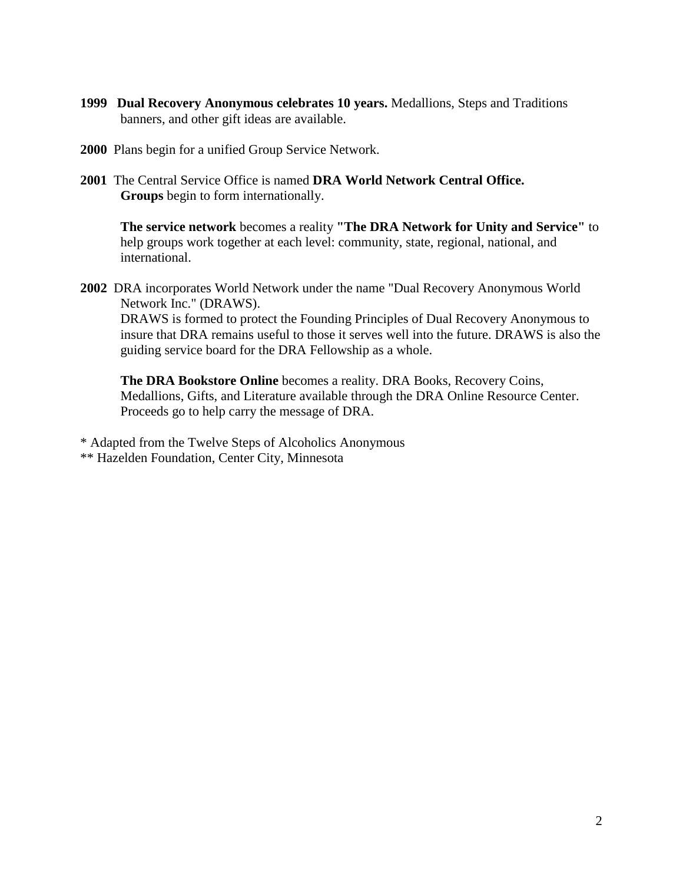**1999** **Dual Recovery Anonymous celebrates 10 years.** Medallions, Steps and Traditions banners, and other gift ideas are available.

**2000** Plans begin for a unified Group Service Network.

**2001** The Central Service Office is named **DRA World Network Central Office.** **Groups** begin to form internationally.

**The service network** becomes a reality **"The DRA Network for Unity and Service"** to help groups work together at each level: community, state, regional, national, and international.

**2002** DRA incorporates World Network under the name "Dual Recovery Anonymous World Network Inc." (DRAWS).
DRAWS is formed to protect the Founding Principles of Dual Recovery Anonymous to insure that DRA remains useful to those it serves well into the future. DRAWS is also the guiding service board for the DRA Fellowship as a whole.

**The DRA Bookstore Online** becomes a reality. DRA Books, Recovery Coins, Medallions, Gifts, and Literature available through the DRA Online Resource Center. Proceeds go to help carry the message of DRA.

* Adapted from the Twelve Steps of Alcoholics Anonymous
** Hazelden Foundation, Center City, Minnesota